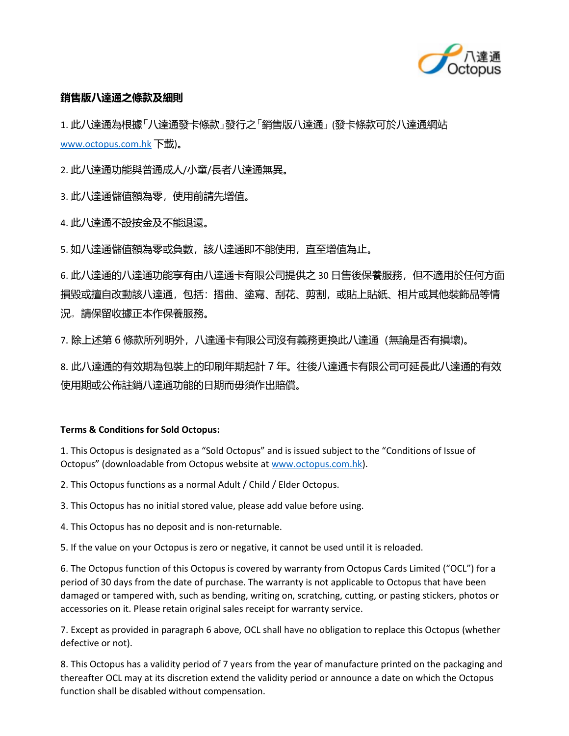**銷售版八達通之條款及細則**

1. 此八達通為根據「八達通發卡條款」發行之「銷售版八達通」(發卡條款可於八達通網站 www.octopus.com.hk 下載)。

2. 此八達通功能與普通成人/小童/長者八達通無異。

3. 此八達通儲值額為零，使用前請先增值。

4. 此八達通不設按金及不能退還。

5. 如八達通儲值額為零或負數，該八達通即不能使用，直至增值為止。

6. 此八達通的八達通功能享有由八達通卡有限公司提供之 30 日售後保養服務，但不適用於任何方面損毀或擅自改動該八達通，包括：摺曲、塗寫、刮花、剪割，或貼上貼紙、相片或其他裝飾品等情況。請保留收據正本作保養服務。

7. 除上述第 6 條款所列明外，八達通卡有限公司沒有義務更換此八達通（無論是否有損壞)。

8. 此八達通的有效期為包裝上的印刷年期起計 7 年。往後八達通卡有限公司可延長此八達通的有效使用期或公佈註銷八達通功能的日期而毋須作出賠償。

**Terms & Conditions for Sold Octopus:**

1. This Octopus is designated as a "Sold Octopus" and is issued subject to the "Conditions of Issue of Octopus" (downloadable from Octopus website at www.octopus.com.hk).

2. This Octopus functions as a normal Adult / Child / Elder Octopus.

3. This Octopus has no initial stored value, please add value before using.

4. This Octopus has no deposit and is non-returnable.

5. If the value on your Octopus is zero or negative, it cannot be used until it is reloaded.

6. The Octopus function of this Octopus is covered by warranty from Octopus Cards Limited ("OCL") for a period of 30 days from the date of purchase. The warranty is not applicable to Octopus that have been damaged or tampered with, such as bending, writing on, scratching, cutting, or pasting stickers, photos or accessories on it. Please retain original sales receipt for warranty service.

7. Except as provided in paragraph 6 above, OCL shall have no obligation to replace this Octopus (whether defective or not).

8. This Octopus has a validity period of 7 years from the year of manufacture printed on the packaging and thereafter OCL may at its discretion extend the validity period or announce a date on which the Octopus function shall be disabled without compensation.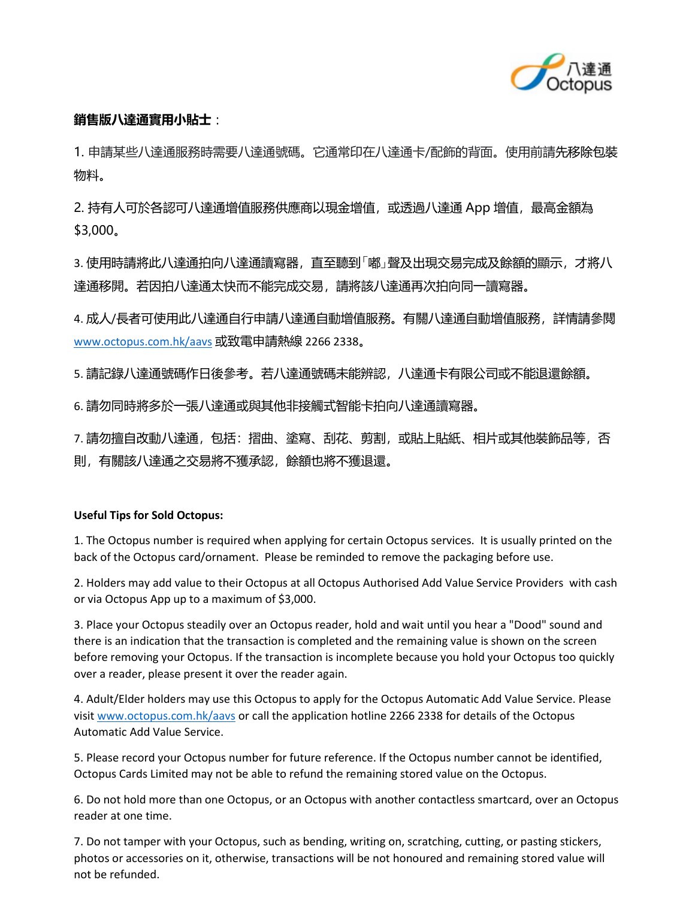**銷售版八達通實用小貼士**：

1. 申請某些八達通服務時需要八達通號碼。它通常印在八達通卡/配飾的背面。使用前請先移除包裝物料。

2. 持有人可於各認可八達通增值服務供應商以現金增值，或透過八達通 App 增值，最高金額為 $3,000。

3. 使用時請將此八達通拍向八達通讀寫器，直至聽到「嘟」聲及出現交易完成及餘額的顯示，才將八達通移開。若因拍八達通太快而不能完成交易，請將該八達通再次拍向同一讀寫器。

4. 成人/長者可使用此八達通自行申請八達通自動增值服務。有關八達通自動增值服務，詳情請參閱 www.octopus.com.hk/aavs 或致電申請熱線 2266 2338。

5. 請記錄八達通號碼作日後參考。若八達通號碼未能辨認，八達通卡有限公司或不能退還餘額。

6. 請勿同時將多於一張八達通或與其他非接觸式智能卡拍向八達通讀寫器。

7. 請勿擅自改動八達通，包括：摺曲、塗寫、刮花、剪割，或貼上貼紙、相片或其他裝飾品等，否則，有關該八達通之交易將不獲承認，餘額也將不獲退還。

**Useful Tips for Sold Octopus:**

1. The Octopus number is required when applying for certain Octopus services. It is usually printed on the back of the Octopus card/ornament. Please be reminded to remove the packaging before use.

2. Holders may add value to their Octopus at all Octopus Authorised Add Value Service Providers with cash or via Octopus App up to a maximum of $3,000.

3. Place your Octopus steadily over an Octopus reader, hold and wait until you hear a "Dood" sound and there is an indication that the transaction is completed and the remaining value is shown on the screen before removing your Octopus. If the transaction is incomplete because you hold your Octopus too quickly over a reader, please present it over the reader again.

4. Adult/Elder holders may use this Octopus to apply for the Octopus Automatic Add Value Service. Please visit www.octopus.com.hk/aavs or call the application hotline 2266 2338 for details of the Octopus Automatic Add Value Service.

5. Please record your Octopus number for future reference. If the Octopus number cannot be identified, Octopus Cards Limited may not be able to refund the remaining stored value on the Octopus.

6. Do not hold more than one Octopus, or an Octopus with another contactless smartcard, over an Octopus reader at one time.

7. Do not tamper with your Octopus, such as bending, writing on, scratching, cutting, or pasting stickers, photos or accessories on it, otherwise, transactions will be not honoured and remaining stored value will not be refunded.